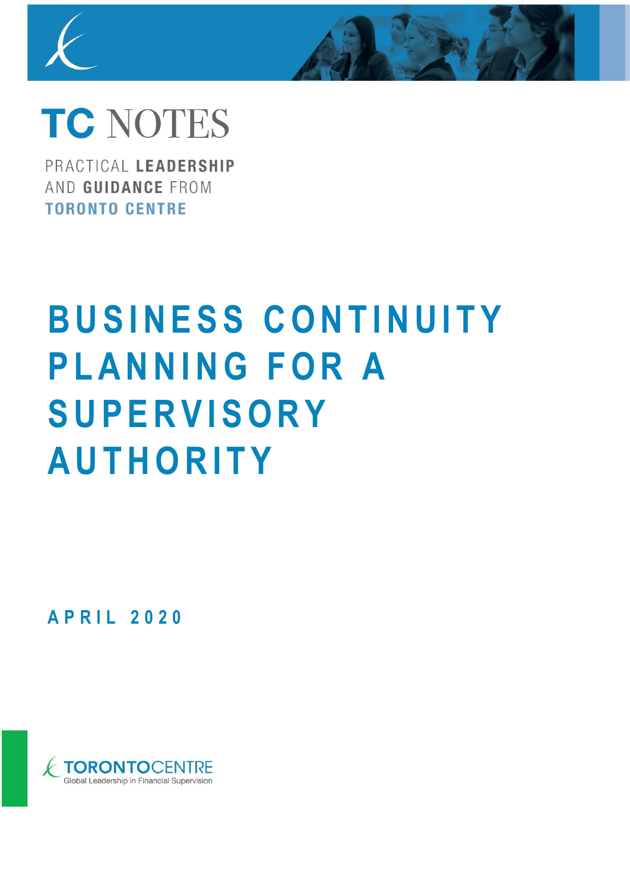# TC NOTES

PRACTICAL **LEADERSHIP** AND **GUIDANCE** FROM **TORONTO CENTRE**

# BUSINESS CONTINUITY PLANNING FOR A SUPERVISORY AUTHORITY

**APRIL 2020**

TORONTOCENTRE
Global Leadership in Financial Supervision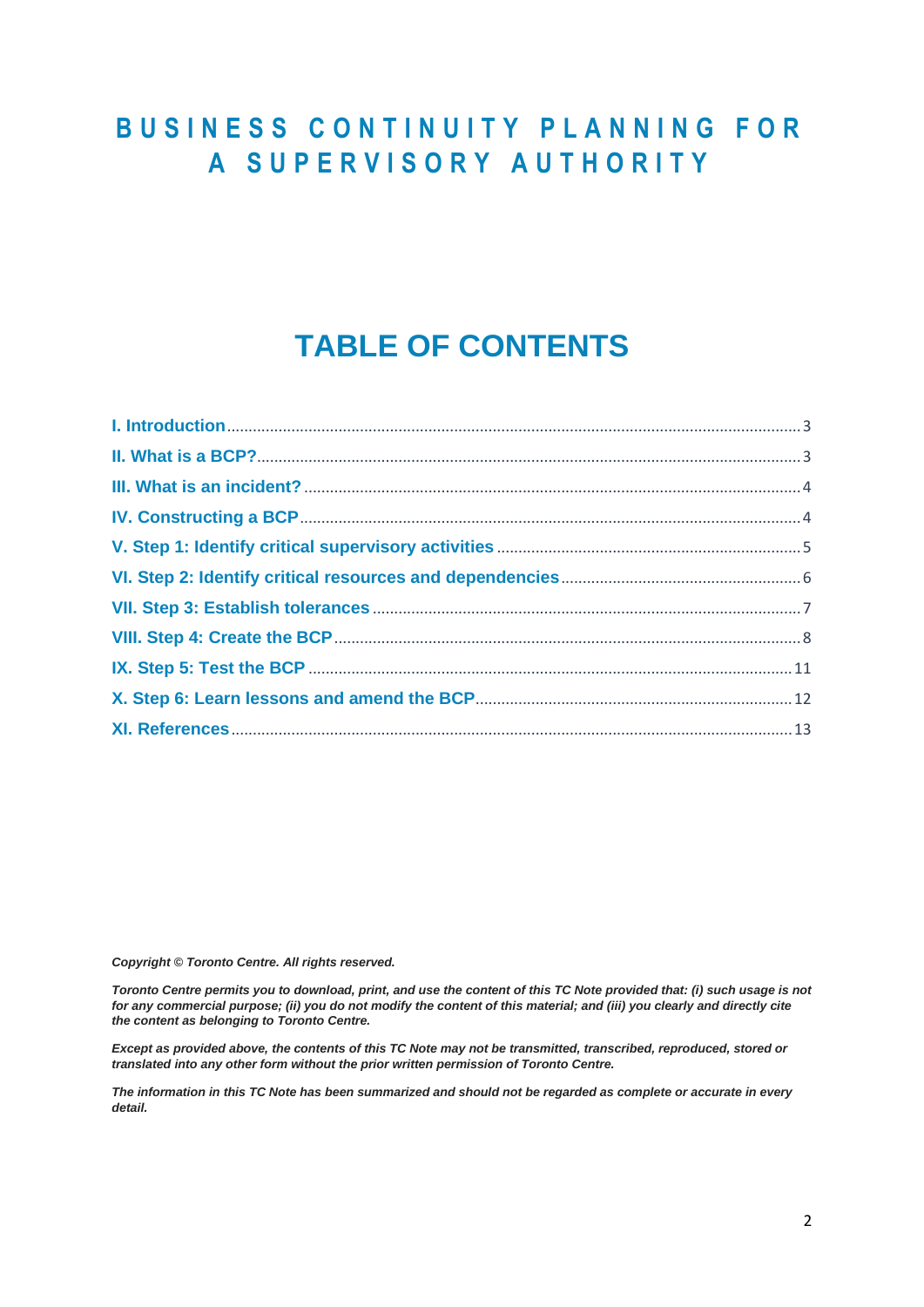# BUSINESS CONTINUITY PLANNING FOR A SUPERVISORY AUTHORITY

## TABLE OF CONTENTS

I. Introduction ..... 3
II. What is a BCP? ..... 3
III. What is an incident? ..... 4
IV. Constructing a BCP ..... 4
V. Step 1: Identify critical supervisory activities ..... 5
VI. Step 2: Identify critical resources and dependencies ..... 6
VII. Step 3: Establish tolerances ..... 7
VIII. Step 4: Create the BCP ..... 8
IX. Step 5: Test the BCP ..... 11
X. Step 6: Learn lessons and amend the BCP ..... 12
XI. References ..... 13

***Copyright © Toronto Centre. All rights reserved.***

***Toronto Centre permits you to download, print, and use the content of this TC Note provided that: (i) such usage is not for any commercial purpose; (ii) you do not modify the content of this material; and (iii) you clearly and directly cite the content as belonging to Toronto Centre.***

***Except as provided above, the contents of this TC Note may not be transmitted, transcribed, reproduced, stored or translated into any other form without the prior written permission of Toronto Centre.***

***The information in this TC Note has been summarized and should not be regarded as complete or accurate in every detail.***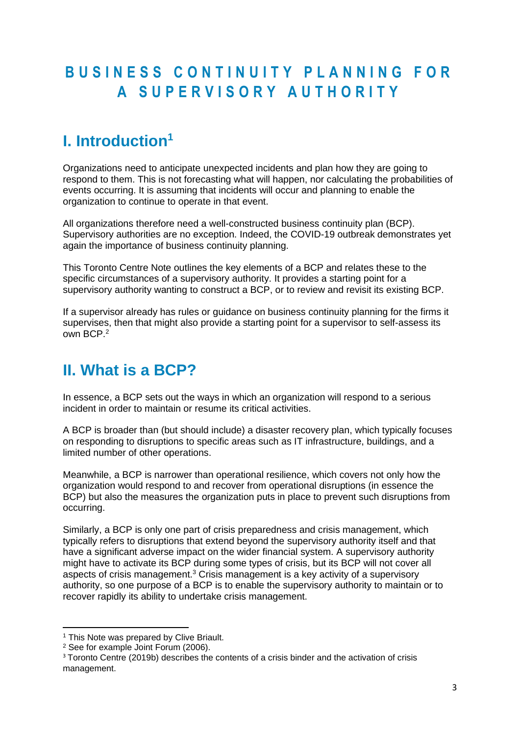# BUSINESS CONTINUITY PLANNING FOR A SUPERVISORY AUTHORITY

## I. Introduction[1]

Organizations need to anticipate unexpected incidents and plan how they are going to respond to them. This is not forecasting what will happen, nor calculating the probabilities of events occurring. It is assuming that incidents will occur and planning to enable the organization to continue to operate in that event.

All organizations therefore need a well-constructed business continuity plan (BCP). Supervisory authorities are no exception. Indeed, the COVID-19 outbreak demonstrates yet again the importance of business continuity planning.

This Toronto Centre Note outlines the key elements of a BCP and relates these to the specific circumstances of a supervisory authority. It provides a starting point for a supervisory authority wanting to construct a BCP, or to review and revisit its existing BCP.

If a supervisor already has rules or guidance on business continuity planning for the firms it supervises, then that might also provide a starting point for a supervisor to self-assess its own BCP.[2]

## II. What is a BCP?

In essence, a BCP sets out the ways in which an organization will respond to a serious incident in order to maintain or resume its critical activities.

A BCP is broader than (but should include) a disaster recovery plan, which typically focuses on responding to disruptions to specific areas such as IT infrastructure, buildings, and a limited number of other operations.

Meanwhile, a BCP is narrower than operational resilience, which covers not only how the organization would respond to and recover from operational disruptions (in essence the BCP) but also the measures the organization puts in place to prevent such disruptions from occurring.

Similarly, a BCP is only one part of crisis preparedness and crisis management, which typically refers to disruptions that extend beyond the supervisory authority itself and that have a significant adverse impact on the wider financial system. A supervisory authority might have to activate its BCP during some types of crisis, but its BCP will not cover all aspects of crisis management.[3] Crisis management is a key activity of a supervisory authority, so one purpose of a BCP is to enable the supervisory authority to maintain or to recover rapidly its ability to undertake crisis management.

---

[1] This Note was prepared by Clive Briault.

[2] See for example Joint Forum (2006).

[3] Toronto Centre (2019b) describes the contents of a crisis binder and the activation of crisis management.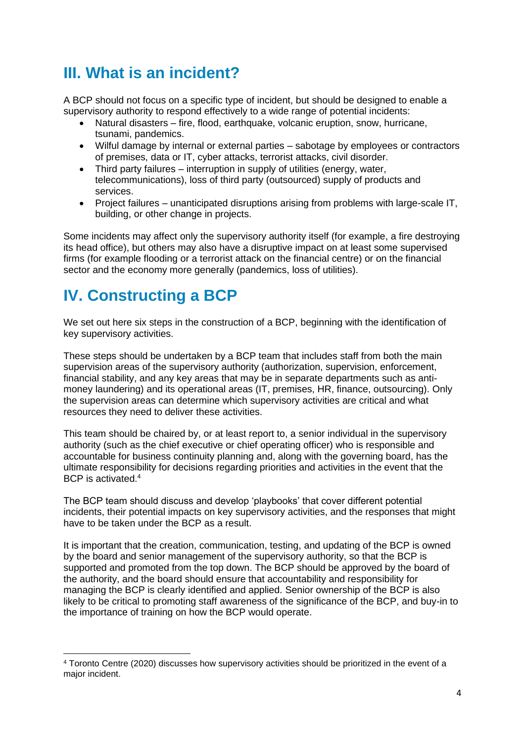## III. What is an incident?

A BCP should not focus on a specific type of incident, but should be designed to enable a supervisory authority to respond effectively to a wide range of potential incidents:

- Natural disasters – fire, flood, earthquake, volcanic eruption, snow, hurricane, tsunami, pandemics.
- Wilful damage by internal or external parties – sabotage by employees or contractors of premises, data or IT, cyber attacks, terrorist attacks, civil disorder.
- Third party failures – interruption in supply of utilities (energy, water, telecommunications), loss of third party (outsourced) supply of products and services.
- Project failures – unanticipated disruptions arising from problems with large-scale IT, building, or other change in projects.

Some incidents may affect only the supervisory authority itself (for example, a fire destroying its head office), but others may also have a disruptive impact on at least some supervised firms (for example flooding or a terrorist attack on the financial centre) or on the financial sector and the economy more generally (pandemics, loss of utilities).

## IV. Constructing a BCP

We set out here six steps in the construction of a BCP, beginning with the identification of key supervisory activities.

These steps should be undertaken by a BCP team that includes staff from both the main supervision areas of the supervisory authority (authorization, supervision, enforcement, financial stability, and any key areas that may be in separate departments such as anti-money laundering) and its operational areas (IT, premises, HR, finance, outsourcing). Only the supervision areas can determine which supervisory activities are critical and what resources they need to deliver these activities.

This team should be chaired by, or at least report to, a senior individual in the supervisory authority (such as the chief executive or chief operating officer) who is responsible and accountable for business continuity planning and, along with the governing board, has the ultimate responsibility for decisions regarding priorities and activities in the event that the BCP is activated.[4]

The BCP team should discuss and develop 'playbooks' that cover different potential incidents, their potential impacts on key supervisory activities, and the responses that might have to be taken under the BCP as a result.

It is important that the creation, communication, testing, and updating of the BCP is owned by the board and senior management of the supervisory authority, so that the BCP is supported and promoted from the top down. The BCP should be approved by the board of the authority, and the board should ensure that accountability and responsibility for managing the BCP is clearly identified and applied. Senior ownership of the BCP is also likely to be critical to promoting staff awareness of the significance of the BCP, and buy-in to the importance of training on how the BCP would operate.

---

[4] Toronto Centre (2020) discusses how supervisory activities should be prioritized in the event of a major incident.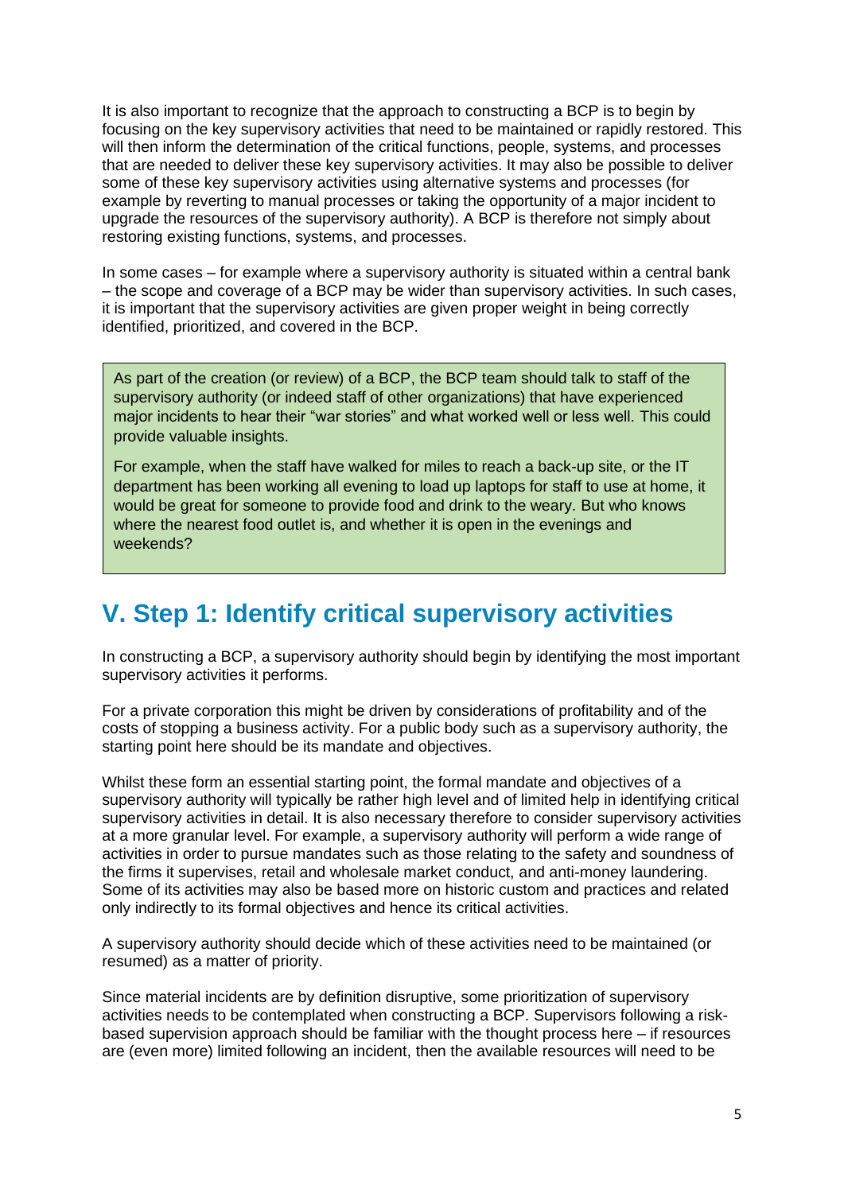It is also important to recognize that the approach to constructing a BCP is to begin by focusing on the key supervisory activities that need to be maintained or rapidly restored. This will then inform the determination of the critical functions, people, systems, and processes that are needed to deliver these key supervisory activities. It may also be possible to deliver some of these key supervisory activities using alternative systems and processes (for example by reverting to manual processes or taking the opportunity of a major incident to upgrade the resources of the supervisory authority). A BCP is therefore not simply about restoring existing functions, systems, and processes.

In some cases – for example where a supervisory authority is situated within a central bank – the scope and coverage of a BCP may be wider than supervisory activities. In such cases, it is important that the supervisory activities are given proper weight in being correctly identified, prioritized, and covered in the BCP.

> As part of the creation (or review) of a BCP, the BCP team should talk to staff of the supervisory authority (or indeed staff of other organizations) that have experienced major incidents to hear their "war stories" and what worked well or less well. This could provide valuable insights.
>
> For example, when the staff have walked for miles to reach a back-up site, or the IT department has been working all evening to load up laptops for staff to use at home, it would be great for someone to provide food and drink to the weary. But who knows where the nearest food outlet is, and whether it is open in the evenings and weekends?

## V. Step 1: Identify critical supervisory activities

In constructing a BCP, a supervisory authority should begin by identifying the most important supervisory activities it performs.

For a private corporation this might be driven by considerations of profitability and of the costs of stopping a business activity. For a public body such as a supervisory authority, the starting point here should be its mandate and objectives.

Whilst these form an essential starting point, the formal mandate and objectives of a supervisory authority will typically be rather high level and of limited help in identifying critical supervisory activities in detail. It is also necessary therefore to consider supervisory activities at a more granular level. For example, a supervisory authority will perform a wide range of activities in order to pursue mandates such as those relating to the safety and soundness of the firms it supervises, retail and wholesale market conduct, and anti-money laundering. Some of its activities may also be based more on historic custom and practices and related only indirectly to its formal objectives and hence its critical activities.

A supervisory authority should decide which of these activities need to be maintained (or resumed) as a matter of priority.

Since material incidents are by definition disruptive, some prioritization of supervisory activities needs to be contemplated when constructing a BCP. Supervisors following a risk-based supervision approach should be familiar with the thought process here – if resources are (even more) limited following an incident, then the available resources will need to be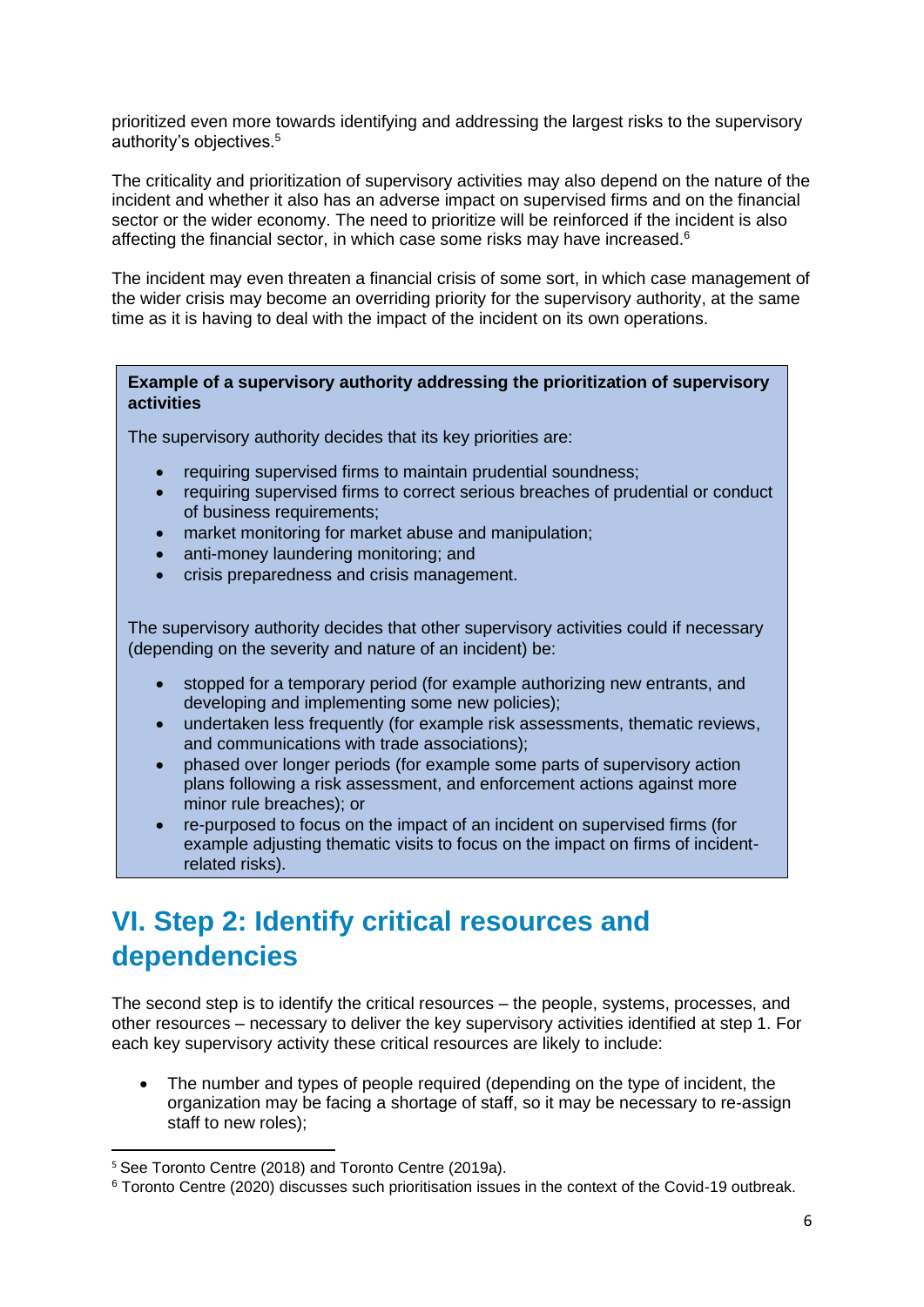prioritized even more towards identifying and addressing the largest risks to the supervisory authority's objectives.[5]

The criticality and prioritization of supervisory activities may also depend on the nature of the incident and whether it also has an adverse impact on supervised firms and on the financial sector or the wider economy. The need to prioritize will be reinforced if the incident is also affecting the financial sector, in which case some risks may have increased.[6]

The incident may even threaten a financial crisis of some sort, in which case management of the wider crisis may become an overriding priority for the supervisory authority, at the same time as it is having to deal with the impact of the incident on its own operations.

> **Example of a supervisory authority addressing the prioritization of supervisory activities**
>
> The supervisory authority decides that its key priorities are:
>
> - requiring supervised firms to maintain prudential soundness;
> - requiring supervised firms to correct serious breaches of prudential or conduct of business requirements;
> - market monitoring for market abuse and manipulation;
> - anti-money laundering monitoring; and
> - crisis preparedness and crisis management.
>
> The supervisory authority decides that other supervisory activities could if necessary (depending on the severity and nature of an incident) be:
>
> - stopped for a temporary period (for example authorizing new entrants, and developing and implementing some new policies);
> - undertaken less frequently (for example risk assessments, thematic reviews, and communications with trade associations);
> - phased over longer periods (for example some parts of supervisory action plans following a risk assessment, and enforcement actions against more minor rule breaches); or
> - re-purposed to focus on the impact of an incident on supervised firms (for example adjusting thematic visits to focus on the impact on firms of incident-related risks).

# VI. Step 2: Identify critical resources and dependencies

The second step is to identify the critical resources – the people, systems, processes, and other resources – necessary to deliver the key supervisory activities identified at step 1. For each key supervisory activity these critical resources are likely to include:

- The number and types of people required (depending on the type of incident, the organization may be facing a shortage of staff, so it may be necessary to re-assign staff to new roles);

---

[5] See Toronto Centre (2018) and Toronto Centre (2019a).

[6] Toronto Centre (2020) discusses such prioritisation issues in the context of the Covid-19 outbreak.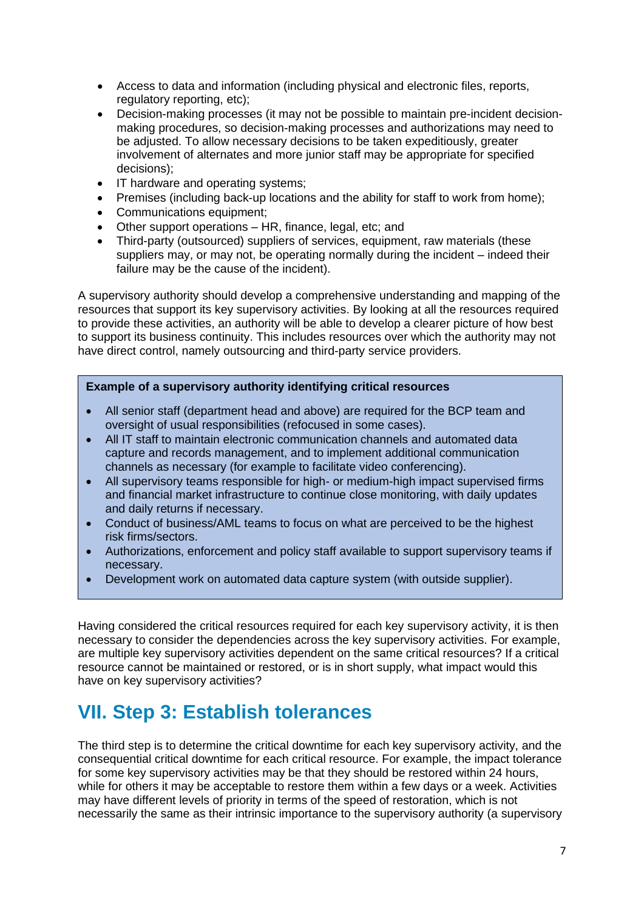- Access to data and information (including physical and electronic files, reports, regulatory reporting, etc);
- Decision-making processes (it may not be possible to maintain pre-incident decision-making procedures, so decision-making processes and authorizations may need to be adjusted. To allow necessary decisions to be taken expeditiously, greater involvement of alternates and more junior staff may be appropriate for specified decisions);
- IT hardware and operating systems;
- Premises (including back-up locations and the ability for staff to work from home);
- Communications equipment;
- Other support operations – HR, finance, legal, etc; and
- Third-party (outsourced) suppliers of services, equipment, raw materials (these suppliers may, or may not, be operating normally during the incident – indeed their failure may be the cause of the incident).

A supervisory authority should develop a comprehensive understanding and mapping of the resources that support its key supervisory activities. By looking at all the resources required to provide these activities, an authority will be able to develop a clearer picture of how best to support its business continuity. This includes resources over which the authority may not have direct control, namely outsourcing and third-party service providers.

**Example of a supervisory authority identifying critical resources**

- All senior staff (department head and above) are required for the BCP team and oversight of usual responsibilities (refocused in some cases).
- All IT staff to maintain electronic communication channels and automated data capture and records management, and to implement additional communication channels as necessary (for example to facilitate video conferencing).
- All supervisory teams responsible for high- or medium-high impact supervised firms and financial market infrastructure to continue close monitoring, with daily updates and daily returns if necessary.
- Conduct of business/AML teams to focus on what are perceived to be the highest risk firms/sectors.
- Authorizations, enforcement and policy staff available to support supervisory teams if necessary.
- Development work on automated data capture system (with outside supplier).

Having considered the critical resources required for each key supervisory activity, it is then necessary to consider the dependencies across the key supervisory activities. For example, are multiple key supervisory activities dependent on the same critical resources? If a critical resource cannot be maintained or restored, or is in short supply, what impact would this have on key supervisory activities?

## VII. Step 3: Establish tolerances

The third step is to determine the critical downtime for each key supervisory activity, and the consequential critical downtime for each critical resource. For example, the impact tolerance for some key supervisory activities may be that they should be restored within 24 hours, while for others it may be acceptable to restore them within a few days or a week. Activities may have different levels of priority in terms of the speed of restoration, which is not necessarily the same as their intrinsic importance to the supervisory authority (a supervisory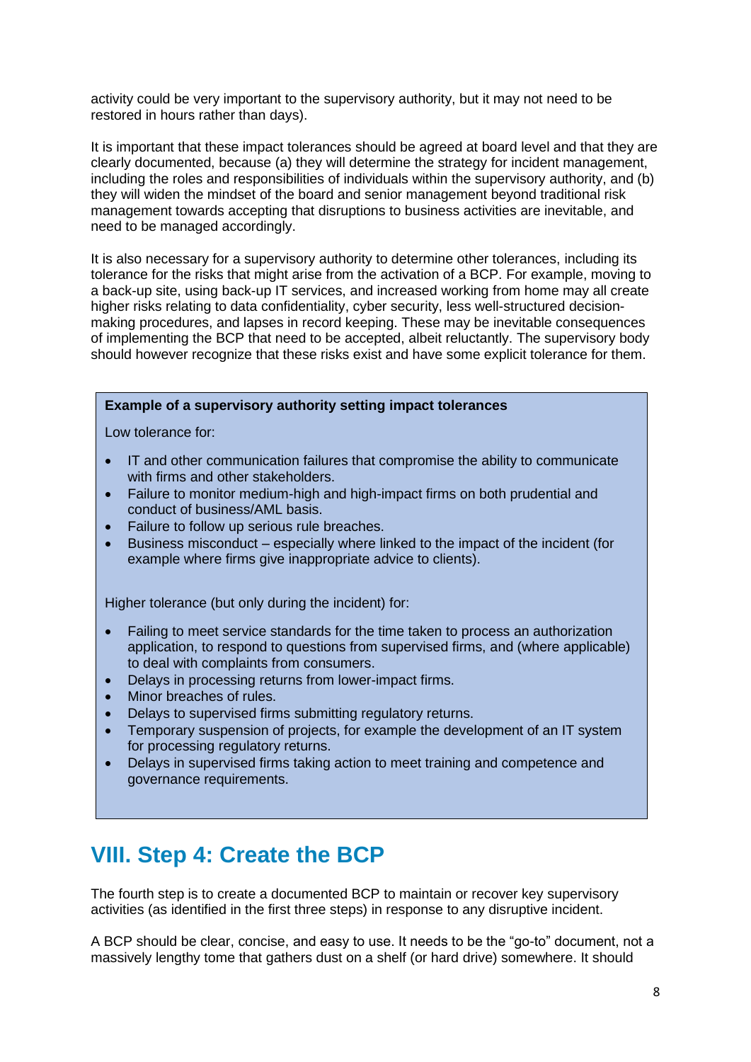activity could be very important to the supervisory authority, but it may not need to be restored in hours rather than days).

It is important that these impact tolerances should be agreed at board level and that they are clearly documented, because (a) they will determine the strategy for incident management, including the roles and responsibilities of individuals within the supervisory authority, and (b) they will widen the mindset of the board and senior management beyond traditional risk management towards accepting that disruptions to business activities are inevitable, and need to be managed accordingly.

It is also necessary for a supervisory authority to determine other tolerances, including its tolerance for the risks that might arise from the activation of a BCP. For example, moving to a back-up site, using back-up IT services, and increased working from home may all create higher risks relating to data confidentiality, cyber security, less well-structured decision-making procedures, and lapses in record keeping. These may be inevitable consequences of implementing the BCP that need to be accepted, albeit reluctantly. The supervisory body should however recognize that these risks exist and have some explicit tolerance for them.

**Example of a supervisory authority setting impact tolerances**

Low tolerance for:

- IT and other communication failures that compromise the ability to communicate with firms and other stakeholders.
- Failure to monitor medium-high and high-impact firms on both prudential and conduct of business/AML basis.
- Failure to follow up serious rule breaches.
- Business misconduct – especially where linked to the impact of the incident (for example where firms give inappropriate advice to clients).

Higher tolerance (but only during the incident) for:

- Failing to meet service standards for the time taken to process an authorization application, to respond to questions from supervised firms, and (where applicable) to deal with complaints from consumers.
- Delays in processing returns from lower-impact firms.
- Minor breaches of rules.
- Delays to supervised firms submitting regulatory returns.
- Temporary suspension of projects, for example the development of an IT system for processing regulatory returns.
- Delays in supervised firms taking action to meet training and competence and governance requirements.

# VIII. Step 4: Create the BCP

The fourth step is to create a documented BCP to maintain or recover key supervisory activities (as identified in the first three steps) in response to any disruptive incident.

A BCP should be clear, concise, and easy to use. It needs to be the "go-to" document, not a massively lengthy tome that gathers dust on a shelf (or hard drive) somewhere. It should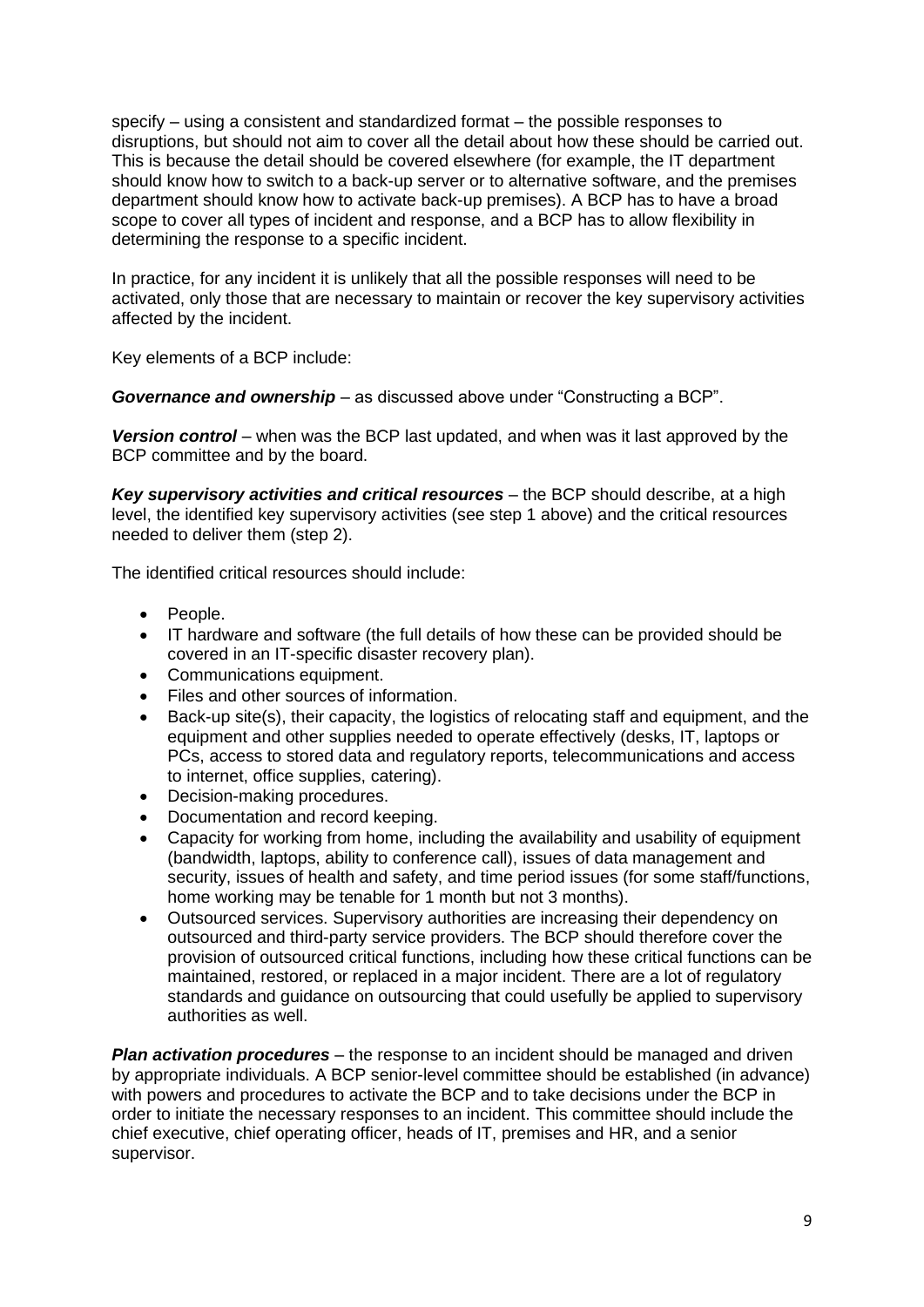specify – using a consistent and standardized format – the possible responses to disruptions, but should not aim to cover all the detail about how these should be carried out. This is because the detail should be covered elsewhere (for example, the IT department should know how to switch to a back-up server or to alternative software, and the premises department should know how to activate back-up premises). A BCP has to have a broad scope to cover all types of incident and response, and a BCP has to allow flexibility in determining the response to a specific incident.

In practice, for any incident it is unlikely that all the possible responses will need to be activated, only those that are necessary to maintain or recover the key supervisory activities affected by the incident.

Key elements of a BCP include:

***Governance and ownership*** – as discussed above under "Constructing a BCP".

***Version control*** – when was the BCP last updated, and when was it last approved by the BCP committee and by the board.

***Key supervisory activities and critical resources*** – the BCP should describe, at a high level, the identified key supervisory activities (see step 1 above) and the critical resources needed to deliver them (step 2).

The identified critical resources should include:

- People.
- IT hardware and software (the full details of how these can be provided should be covered in an IT-specific disaster recovery plan).
- Communications equipment.
- Files and other sources of information.
- Back-up site(s), their capacity, the logistics of relocating staff and equipment, and the equipment and other supplies needed to operate effectively (desks, IT, laptops or PCs, access to stored data and regulatory reports, telecommunications and access to internet, office supplies, catering).
- Decision-making procedures.
- Documentation and record keeping.
- Capacity for working from home, including the availability and usability of equipment (bandwidth, laptops, ability to conference call), issues of data management and security, issues of health and safety, and time period issues (for some staff/functions, home working may be tenable for 1 month but not 3 months).
- Outsourced services. Supervisory authorities are increasing their dependency on outsourced and third-party service providers. The BCP should therefore cover the provision of outsourced critical functions, including how these critical functions can be maintained, restored, or replaced in a major incident. There are a lot of regulatory standards and guidance on outsourcing that could usefully be applied to supervisory authorities as well.

***Plan activation procedures*** – the response to an incident should be managed and driven by appropriate individuals. A BCP senior-level committee should be established (in advance) with powers and procedures to activate the BCP and to take decisions under the BCP in order to initiate the necessary responses to an incident. This committee should include the chief executive, chief operating officer, heads of IT, premises and HR, and a senior supervisor.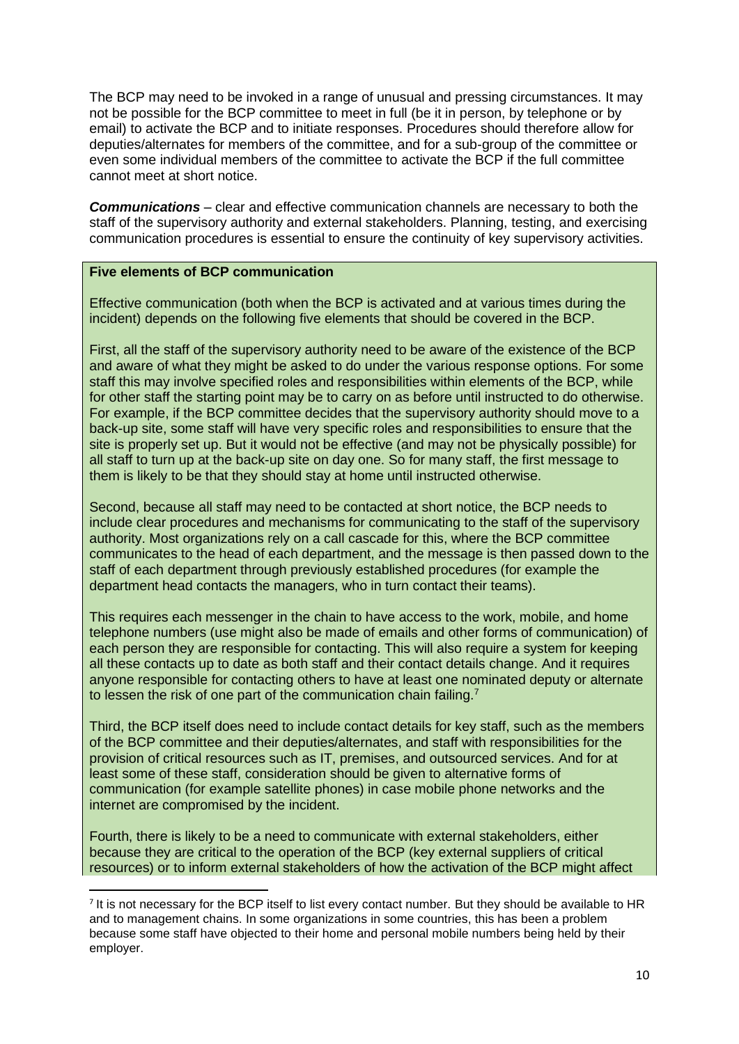The BCP may need to be invoked in a range of unusual and pressing circumstances. It may not be possible for the BCP committee to meet in full (be it in person, by telephone or by email) to activate the BCP and to initiate responses. Procedures should therefore allow for deputies/alternates for members of the committee, and for a sub-group of the committee or even some individual members of the committee to activate the BCP if the full committee cannot meet at short notice.

***Communications*** – clear and effective communication channels are necessary to both the staff of the supervisory authority and external stakeholders. Planning, testing, and exercising communication procedures is essential to ensure the continuity of key supervisory activities.

**Five elements of BCP communication**

Effective communication (both when the BCP is activated and at various times during the incident) depends on the following five elements that should be covered in the BCP.

First, all the staff of the supervisory authority need to be aware of the existence of the BCP and aware of what they might be asked to do under the various response options. For some staff this may involve specified roles and responsibilities within elements of the BCP, while for other staff the starting point may be to carry on as before until instructed to do otherwise. For example, if the BCP committee decides that the supervisory authority should move to a back-up site, some staff will have very specific roles and responsibilities to ensure that the site is properly set up. But it would not be effective (and may not be physically possible) for all staff to turn up at the back-up site on day one. So for many staff, the first message to them is likely to be that they should stay at home until instructed otherwise.

Second, because all staff may need to be contacted at short notice, the BCP needs to include clear procedures and mechanisms for communicating to the staff of the supervisory authority. Most organizations rely on a call cascade for this, where the BCP committee communicates to the head of each department, and the message is then passed down to the staff of each department through previously established procedures (for example the department head contacts the managers, who in turn contact their teams).

This requires each messenger in the chain to have access to the work, mobile, and home telephone numbers (use might also be made of emails and other forms of communication) of each person they are responsible for contacting. This will also require a system for keeping all these contacts up to date as both staff and their contact details change. And it requires anyone responsible for contacting others to have at least one nominated deputy or alternate to lessen the risk of one part of the communication chain failing.[7]

Third, the BCP itself does need to include contact details for key staff, such as the members of the BCP committee and their deputies/alternates, and staff with responsibilities for the provision of critical resources such as IT, premises, and outsourced services. And for at least some of these staff, consideration should be given to alternative forms of communication (for example satellite phones) in case mobile phone networks and the internet are compromised by the incident.

Fourth, there is likely to be a need to communicate with external stakeholders, either because they are critical to the operation of the BCP (key external suppliers of critical resources) or to inform external stakeholders of how the activation of the BCP might affect

[7] It is not necessary for the BCP itself to list every contact number. But they should be available to HR and to management chains. In some organizations in some countries, this has been a problem because some staff have objected to their home and personal mobile numbers being held by their employer.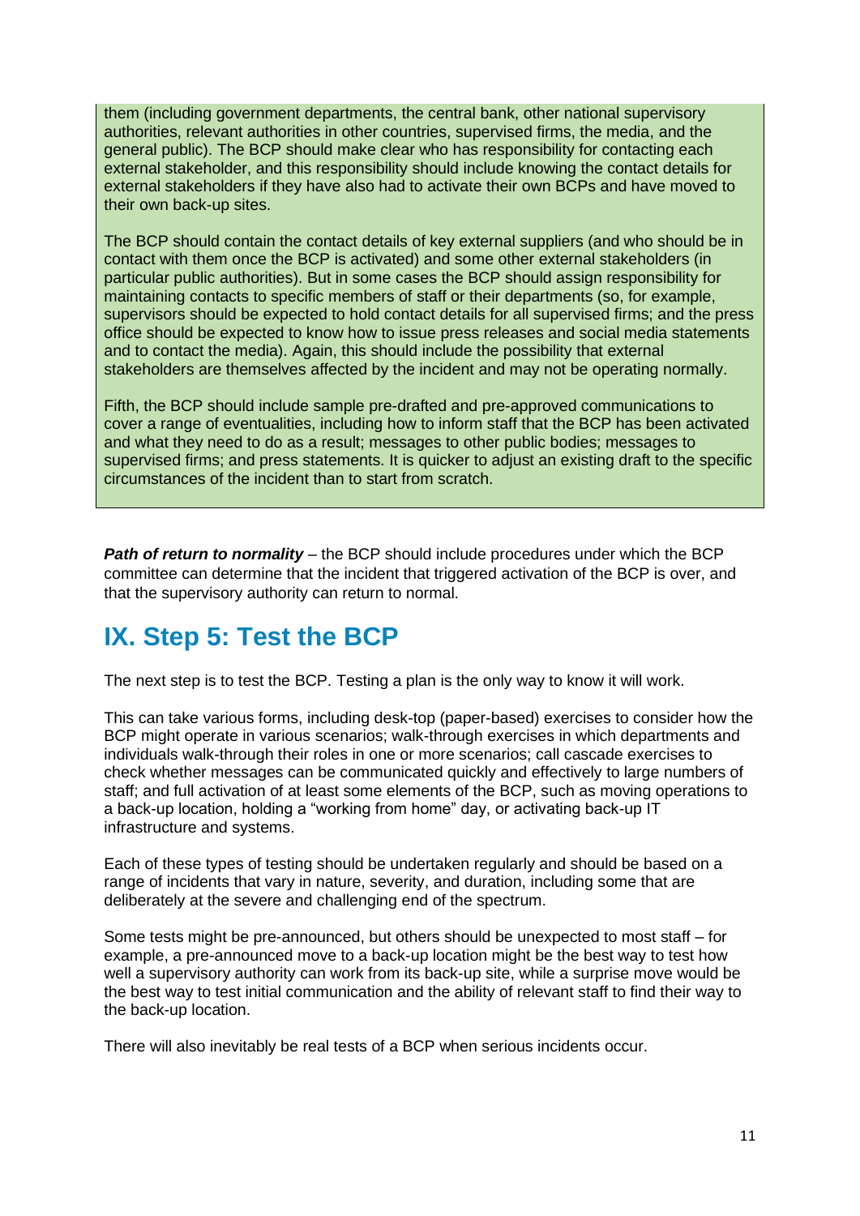them (including government departments, the central bank, other national supervisory authorities, relevant authorities in other countries, supervised firms, the media, and the general public). The BCP should make clear who has responsibility for contacting each external stakeholder, and this responsibility should include knowing the contact details for external stakeholders if they have also had to activate their own BCPs and have moved to their own back-up sites.

The BCP should contain the contact details of key external suppliers (and who should be in contact with them once the BCP is activated) and some other external stakeholders (in particular public authorities). But in some cases the BCP should assign responsibility for maintaining contacts to specific members of staff or their departments (so, for example, supervisors should be expected to hold contact details for all supervised firms; and the press office should be expected to know how to issue press releases and social media statements and to contact the media). Again, this should include the possibility that external stakeholders are themselves affected by the incident and may not be operating normally.

Fifth, the BCP should include sample pre-drafted and pre-approved communications to cover a range of eventualities, including how to inform staff that the BCP has been activated and what they need to do as a result; messages to other public bodies; messages to supervised firms; and press statements. It is quicker to adjust an existing draft to the specific circumstances of the incident than to start from scratch.

***Path of return to normality*** – the BCP should include procedures under which the BCP committee can determine that the incident that triggered activation of the BCP is over, and that the supervisory authority can return to normal.

## IX. Step 5: Test the BCP

The next step is to test the BCP. Testing a plan is the only way to know it will work.

This can take various forms, including desk-top (paper-based) exercises to consider how the BCP might operate in various scenarios; walk-through exercises in which departments and individuals walk-through their roles in one or more scenarios; call cascade exercises to check whether messages can be communicated quickly and effectively to large numbers of staff; and full activation of at least some elements of the BCP, such as moving operations to a back-up location, holding a "working from home" day, or activating back-up IT infrastructure and systems.

Each of these types of testing should be undertaken regularly and should be based on a range of incidents that vary in nature, severity, and duration, including some that are deliberately at the severe and challenging end of the spectrum.

Some tests might be pre-announced, but others should be unexpected to most staff – for example, a pre-announced move to a back-up location might be the best way to test how well a supervisory authority can work from its back-up site, while a surprise move would be the best way to test initial communication and the ability of relevant staff to find their way to the back-up location.

There will also inevitably be real tests of a BCP when serious incidents occur.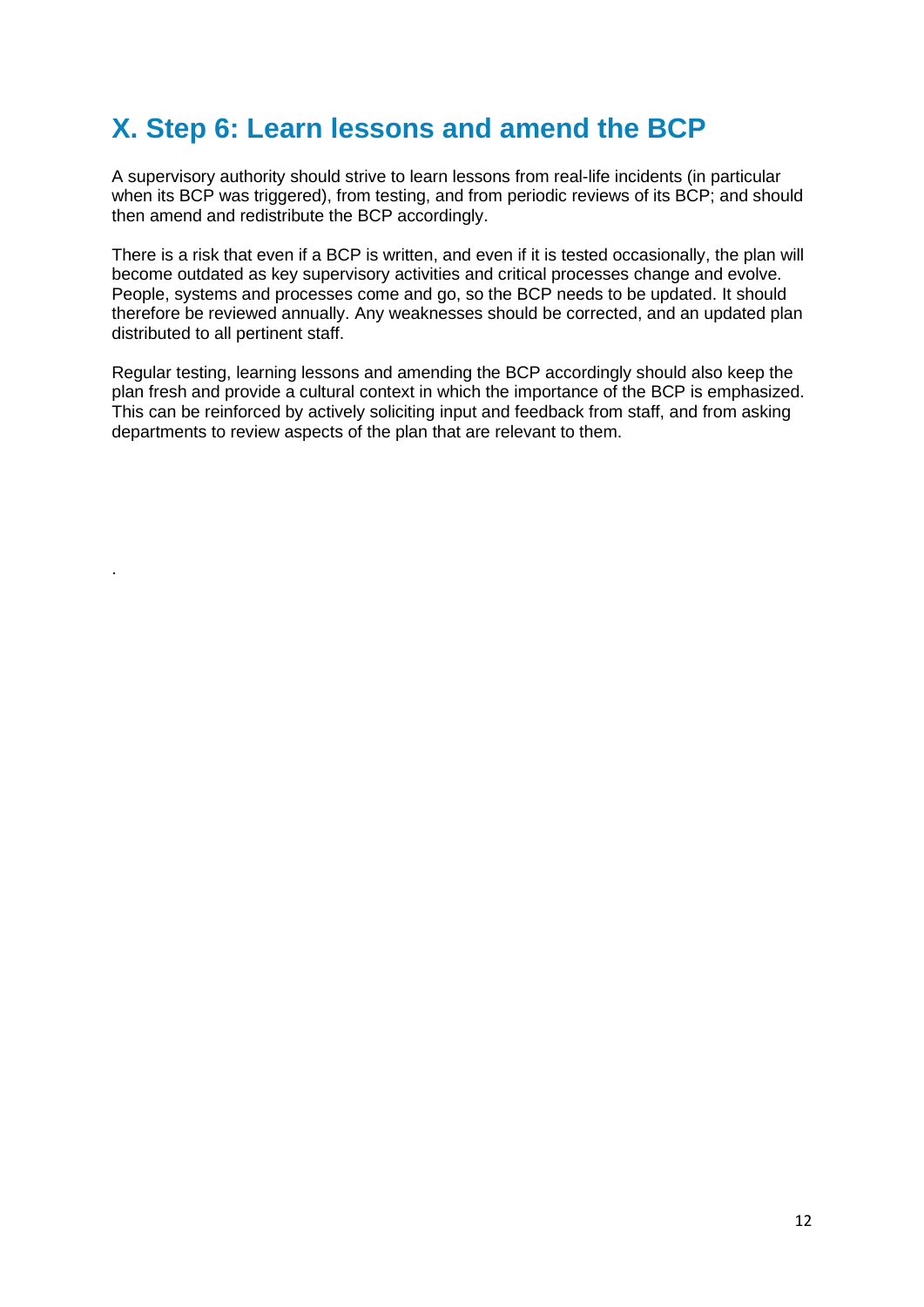# X. Step 6: Learn lessons and amend the BCP

A supervisory authority should strive to learn lessons from real-life incidents (in particular when its BCP was triggered), from testing, and from periodic reviews of its BCP; and should then amend and redistribute the BCP accordingly.

There is a risk that even if a BCP is written, and even if it is tested occasionally, the plan will become outdated as key supervisory activities and critical processes change and evolve. People, systems and processes come and go, so the BCP needs to be updated. It should therefore be reviewed annually. Any weaknesses should be corrected, and an updated plan distributed to all pertinent staff.

Regular testing, learning lessons and amending the BCP accordingly should also keep the plan fresh and provide a cultural context in which the importance of the BCP is emphasized. This can be reinforced by actively soliciting input and feedback from staff, and from asking departments to review aspects of the plan that are relevant to them.

.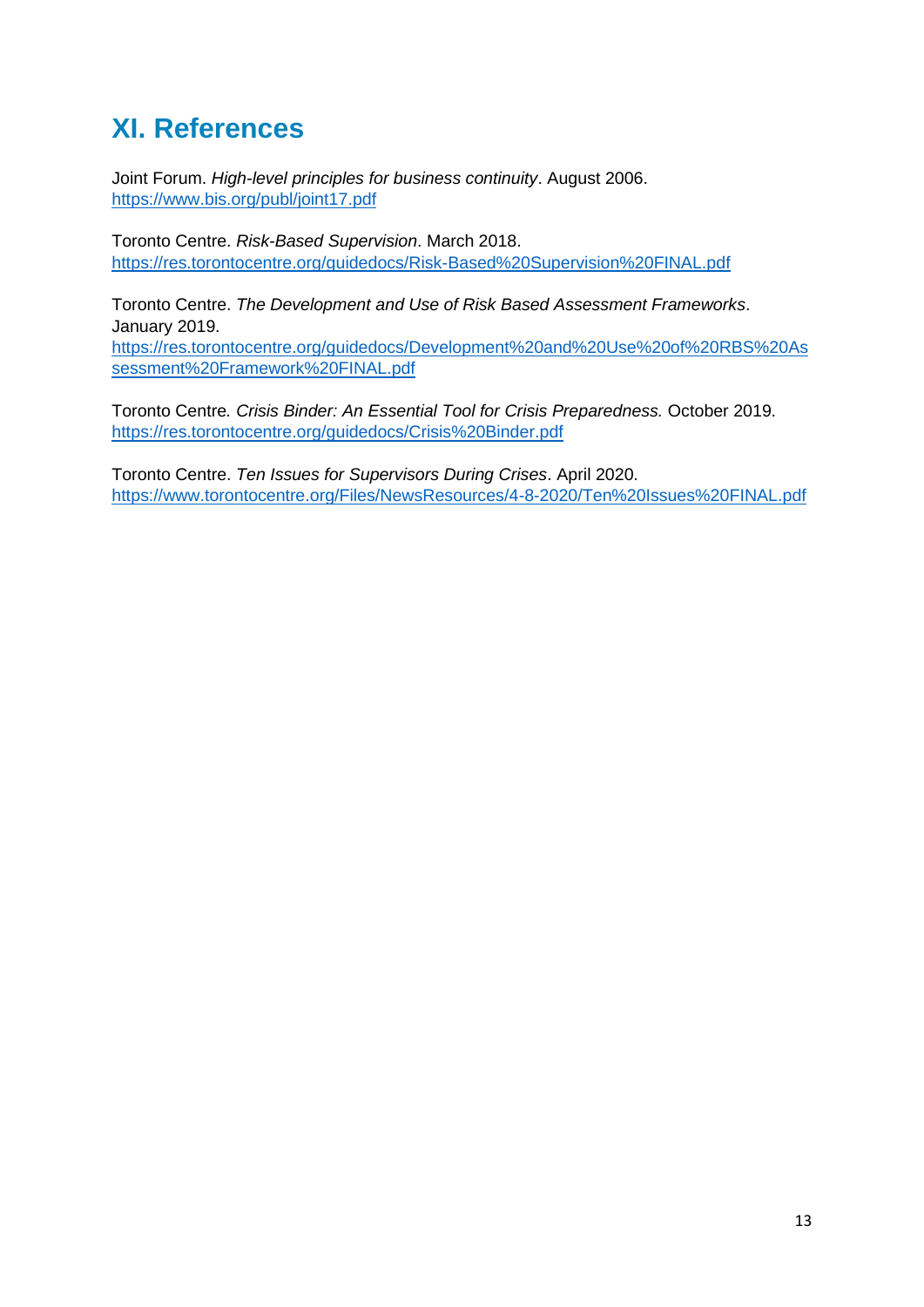# XI. References

Joint Forum. *High-level principles for business continuity*. August 2006.
https://www.bis.org/publ/joint17.pdf

Toronto Centre. *Risk-Based Supervision*. March 2018.
https://res.torontocentre.org/guidedocs/Risk-Based%20Supervision%20FINAL.pdf

Toronto Centre. *The Development and Use of Risk Based Assessment Frameworks*. January 2019.
https://res.torontocentre.org/guidedocs/Development%20and%20Use%20of%20RBS%20Assessment%20Framework%20FINAL.pdf

Toronto Centre*. Crisis Binder: An Essential Tool for Crisis Preparedness.* October 2019.
https://res.torontocentre.org/guidedocs/Crisis%20Binder.pdf

Toronto Centre. *Ten Issues for Supervisors During Crises*. April 2020.
https://www.torontocentre.org/Files/NewsResources/4-8-2020/Ten%20Issues%20FINAL.pdf